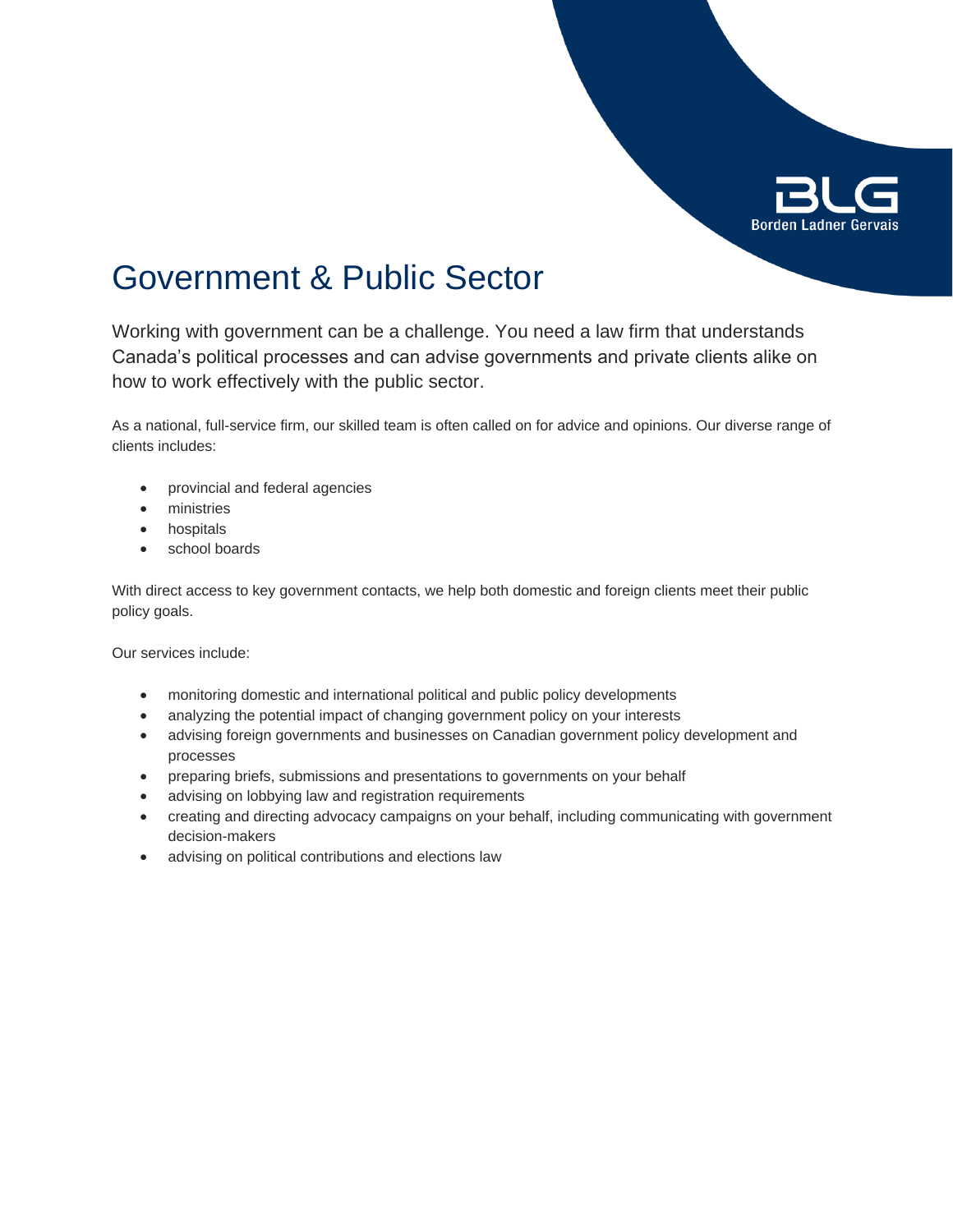# Government & Public Sector

Working with government can be a challenge. You need a law firm that understands Canada's political processes and can advise governments and private clients alike on how to work effectively with the public sector.

As a national, full-service firm, our skilled team is often called on for advice and opinions. Our diverse range of clients includes:

- provincial and federal agencies
- ministries
- hospitals
- school boards

With direct access to key government contacts, we help both domestic and foreign clients meet their public policy goals.

Our services include:

- monitoring domestic and international political and public policy developments
- analyzing the potential impact of changing government policy on your interests
- advising foreign governments and businesses on Canadian government policy development and processes
- preparing briefs, submissions and presentations to governments on your behalf
- advising on lobbying law and registration requirements
- creating and directing advocacy campaigns on your behalf, including communicating with government decision-makers
- advising on political contributions and elections law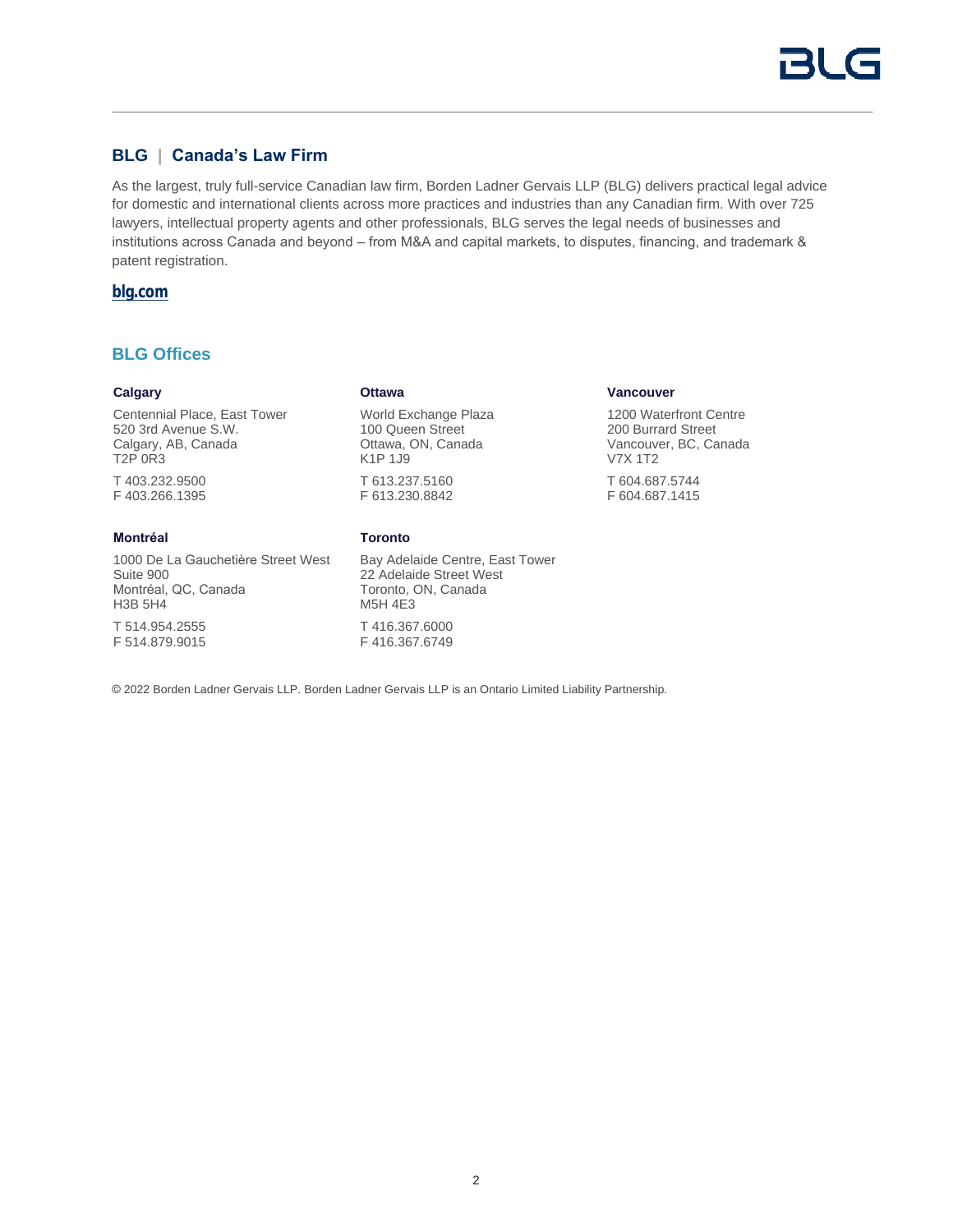## BLG | Canada's Law Firm

As the largest, truly full-service Canadian law firm, Borden Ladner Gervais LLP (BLG) delivers practical legal advice for domestic and international clients across more practices and industries than any Canadian firm. With over 725 lawyers, intellectual property agents and other professionals, BLG serves the legal needs of businesses and institutions across Canada and beyond – from M&A and capital markets, to disputes, financing, and trademark & patent registration.

**blg.com**

## BLG Offices

**Calgary**

Centennial Place, East Tower
520 3rd Avenue S.W.
Calgary, AB, Canada
T2P 0R3

T 403.232.9500
F 403.266.1395

**Ottawa**

World Exchange Plaza
100 Queen Street
Ottawa, ON, Canada
K1P 1J9

T 613.237.5160
F 613.230.8842

**Vancouver**

1200 Waterfront Centre
200 Burrard Street
Vancouver, BC, Canada
V7X 1T2

T 604.687.5744
F 604.687.1415

**Montréal**

1000 De La Gauchetière Street West
Suite 900
Montréal, QC, Canada
H3B 5H4

T 514.954.2555
F 514.879.9015

**Toronto**

Bay Adelaide Centre, East Tower
22 Adelaide Street West
Toronto, ON, Canada
M5H 4E3

T 416.367.6000
F 416.367.6749

© 2022 Borden Ladner Gervais LLP. Borden Ladner Gervais LLP is an Ontario Limited Liability Partnership.